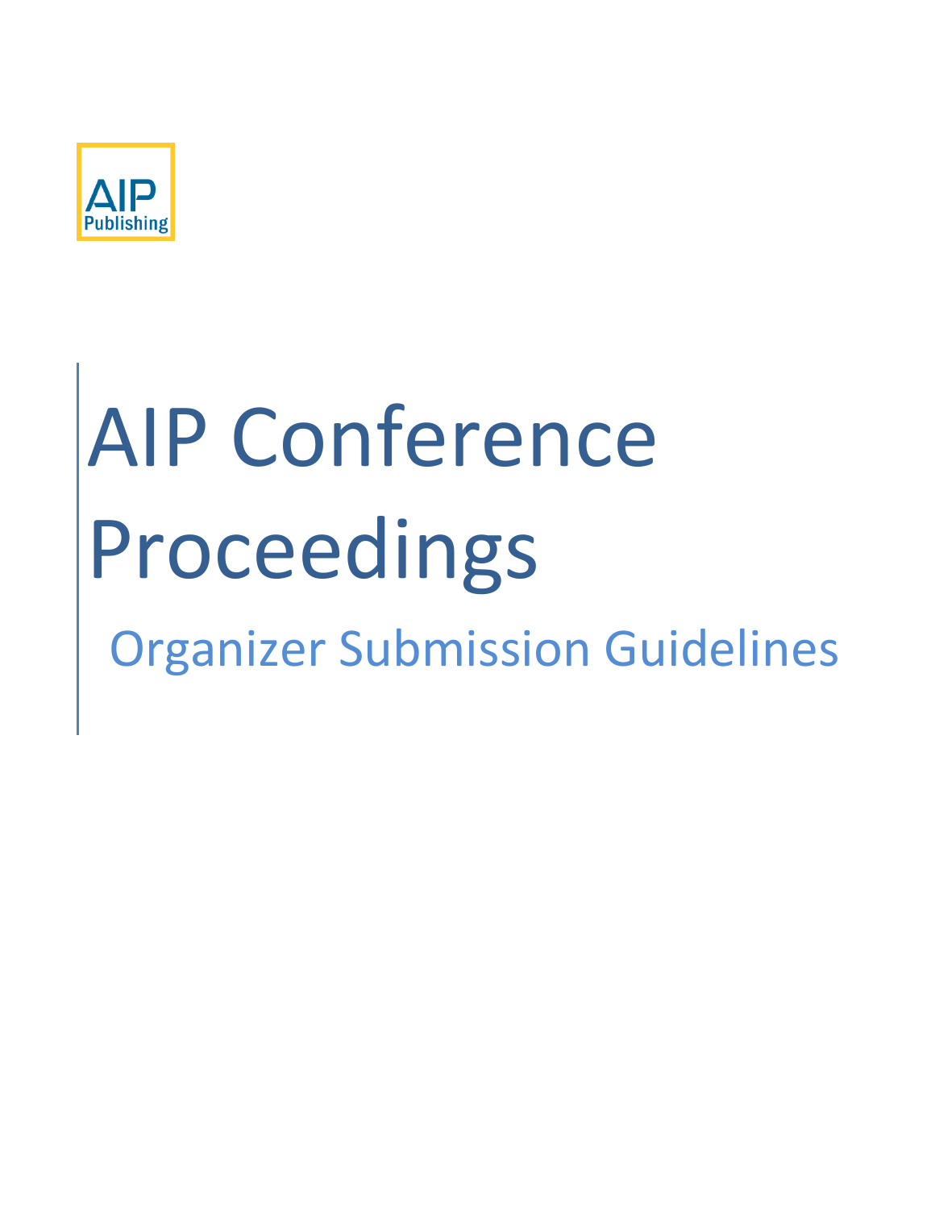AIP Publishing

# AIP Conference Proceedings

## Organizer Submission Guidelines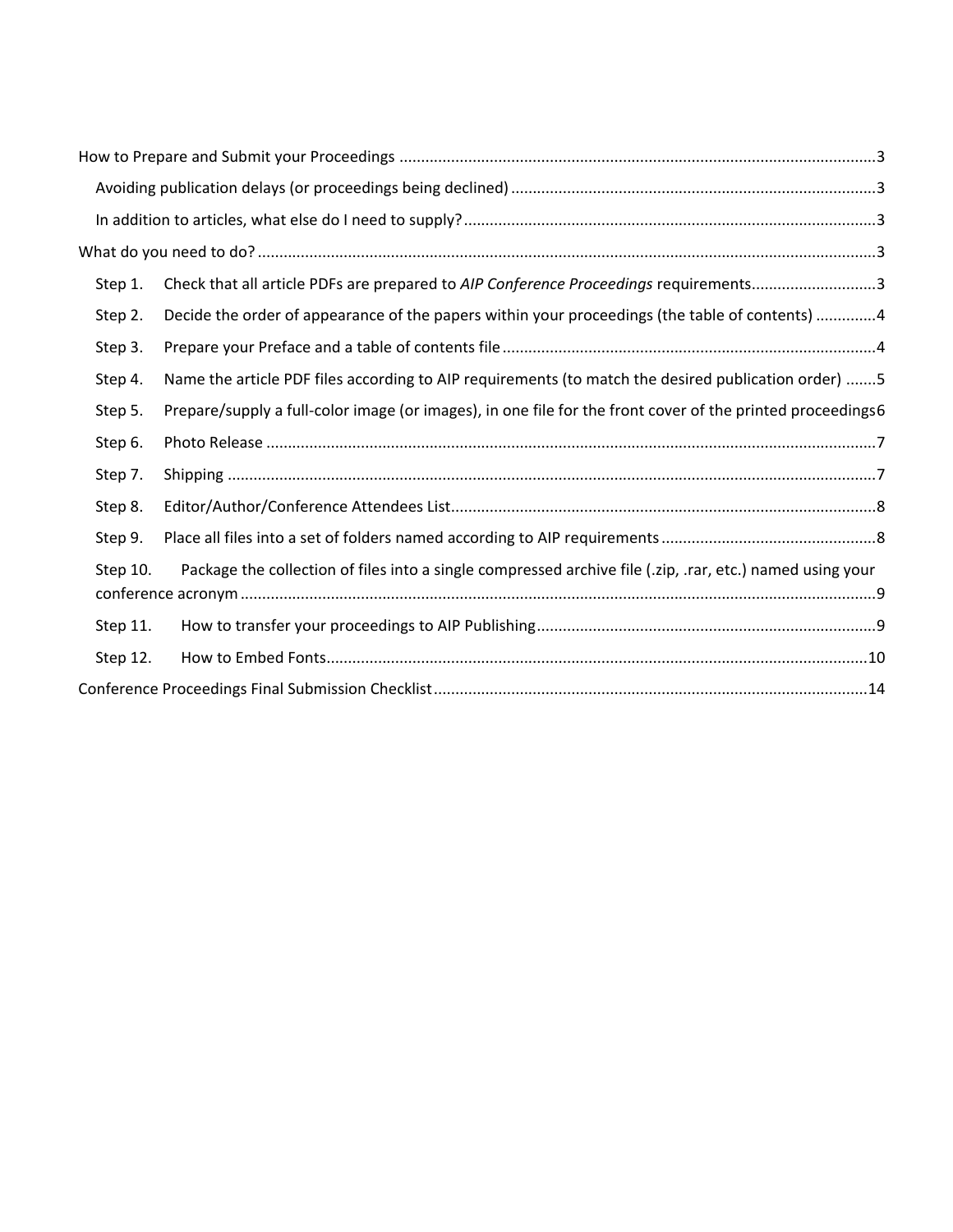How to Prepare and Submit your Proceedings ....................................................................................................3

- Avoiding publication delays (or proceedings being declined) ....................................................................3
- In addition to articles, what else do I need to supply? ...............................................................................3

What do you need to do? ..............................................................................................................................3

- Step 1. Check that all article PDFs are prepared to *AIP Conference Proceedings* requirements............................3
- Step 2. Decide the order of appearance of the papers within your proceedings (the table of contents) .............4
- Step 3. Prepare your Preface and a table of contents file ......................................................................4
- Step 4. Name the article PDF files according to AIP requirements (to match the desired publication order) .......5
- Step 5. Prepare/supply a full-color image (or images), in one file for the front cover of the printed proceedings 6
- Step 6. Photo Release ..............................................................................................................................7
- Step 7. Shipping .......................................................................................................................................7
- Step 8. Editor/Author/Conference Attendees List.....................................................................................8
- Step 9. Place all files into a set of folders named according to AIP requirements ....................................8
- Step 10. Package the collection of files into a single compressed archive file (.zip, .rar, etc.) named using your conference acronym ...............................................................................................................................9
- Step 11. How to transfer your proceedings to AIP Publishing ...............................................................9
- Step 12. How to Embed Fonts.................................................................................................................10

Conference Proceedings Final Submission Checklist ....................................................................................14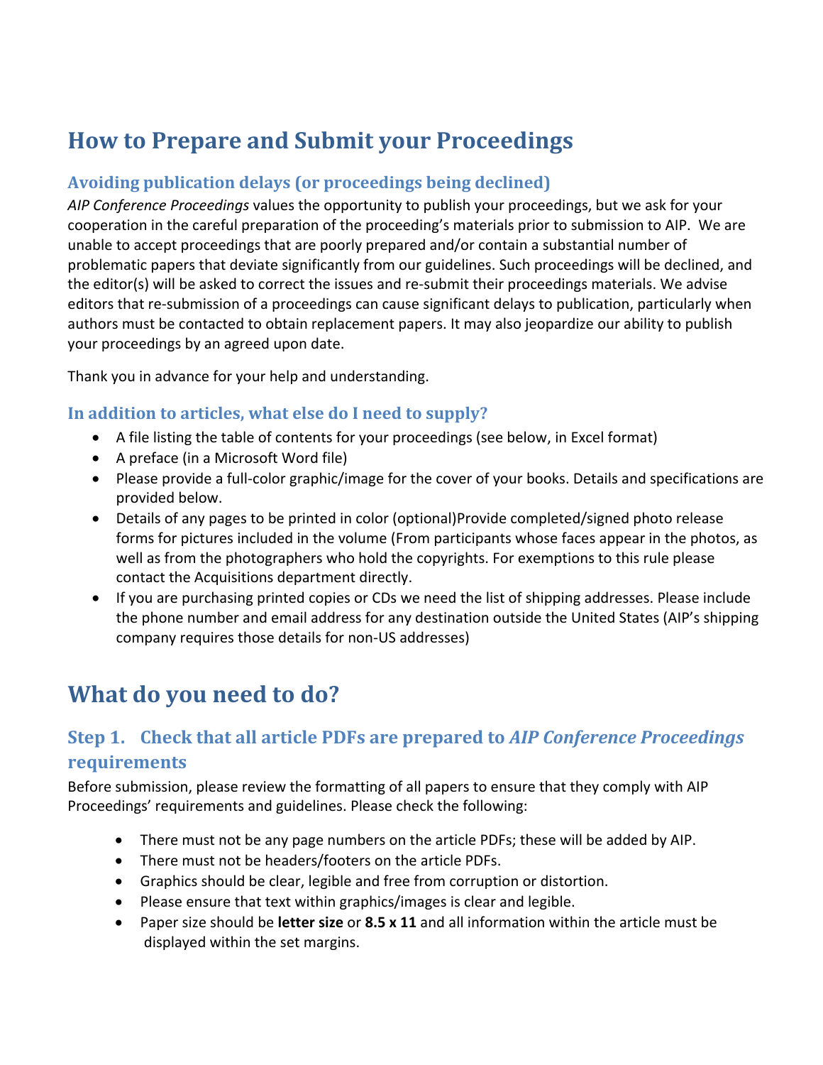# How to Prepare and Submit your Proceedings

### Avoiding publication delays (or proceedings being declined)

*AIP Conference Proceedings* values the opportunity to publish your proceedings, but we ask for your cooperation in the careful preparation of the proceeding's materials prior to submission to AIP. We are unable to accept proceedings that are poorly prepared and/or contain a substantial number of problematic papers that deviate significantly from our guidelines. Such proceedings will be declined, and the editor(s) will be asked to correct the issues and re-submit their proceedings materials. We advise editors that re-submission of a proceedings can cause significant delays to publication, particularly when authors must be contacted to obtain replacement papers. It may also jeopardize our ability to publish your proceedings by an agreed upon date.

Thank you in advance for your help and understanding.

### In addition to articles, what else do I need to supply?

- A file listing the table of contents for your proceedings (see below, in Excel format)
- A preface (in a Microsoft Word file)
- Please provide a full-color graphic/image for the cover of your books. Details and specifications are provided below.
- Details of any pages to be printed in color (optional)Provide completed/signed photo release forms for pictures included in the volume (From participants whose faces appear in the photos, as well as from the photographers who hold the copyrights. For exemptions to this rule please contact the Acquisitions department directly.
- If you are purchasing printed copies or CDs we need the list of shipping addresses. Please include the phone number and email address for any destination outside the United States (AIP's shipping company requires those details for non-US addresses)

# What do you need to do?

## Step 1. Check that all article PDFs are prepared to *AIP Conference Proceedings* requirements

Before submission, please review the formatting of all papers to ensure that they comply with AIP Proceedings' requirements and guidelines. Please check the following:

- There must not be any page numbers on the article PDFs; these will be added by AIP.
- There must not be headers/footers on the article PDFs.
- Graphics should be clear, legible and free from corruption or distortion.
- Please ensure that text within graphics/images is clear and legible.
- Paper size should be **letter size** or **8.5 x 11** and all information within the article must be displayed within the set margins.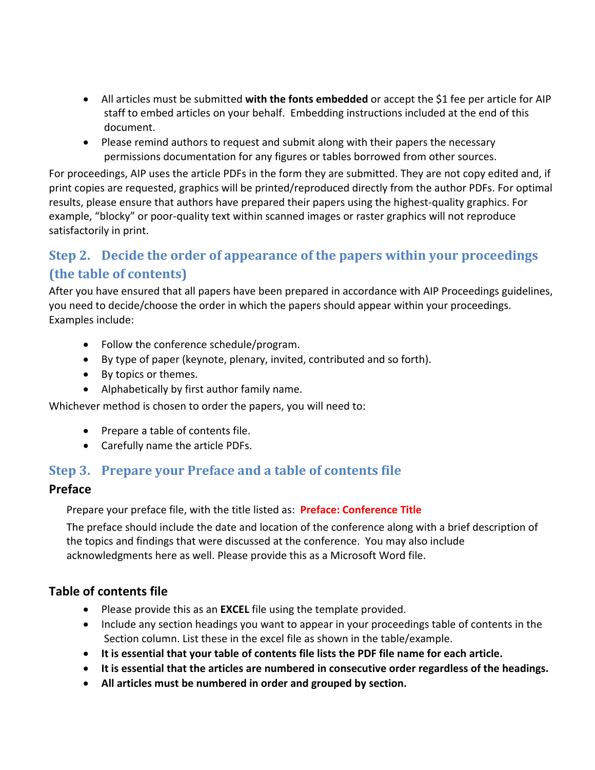- All articles must be submitted **with the fonts embedded** or accept the $1 fee per article for AIP staff to embed articles on your behalf. Embedding instructions included at the end of this document.
- Please remind authors to request and submit along with their papers the necessary permissions documentation for any figures or tables borrowed from other sources.

For proceedings, AIP uses the article PDFs in the form they are submitted. They are not copy edited and, if print copies are requested, graphics will be printed/reproduced directly from the author PDFs. For optimal results, please ensure that authors have prepared their papers using the highest-quality graphics. For example, "blocky" or poor-quality text within scanned images or raster graphics will not reproduce satisfactorily in print.

## Step 2. Decide the order of appearance of the papers within your proceedings (the table of contents)

After you have ensured that all papers have been prepared in accordance with AIP Proceedings guidelines, you need to decide/choose the order in which the papers should appear within your proceedings. Examples include:

- Follow the conference schedule/program.
- By type of paper (keynote, plenary, invited, contributed and so forth).
- By topics or themes.
- Alphabetically by first author family name.

Whichever method is chosen to order the papers, you will need to:

- Prepare a table of contents file.
- Carefully name the article PDFs.

## Step 3. Prepare your Preface and a table of contents file

### Preface

Prepare your preface file, with the title listed as: **Preface: Conference Title**

The preface should include the date and location of the conference along with a brief description of the topics and findings that were discussed at the conference. You may also include acknowledgments here as well. Please provide this as a Microsoft Word file.

### Table of contents file

- Please provide this as an **EXCEL** file using the template provided.
- Include any section headings you want to appear in your proceedings table of contents in the Section column. List these in the excel file as shown in the table/example.
- **It is essential that your table of contents file lists the PDF file name for each article.**
- **It is essential that the articles are numbered in consecutive order regardless of the headings.**
- **All articles must be numbered in order and grouped by section.**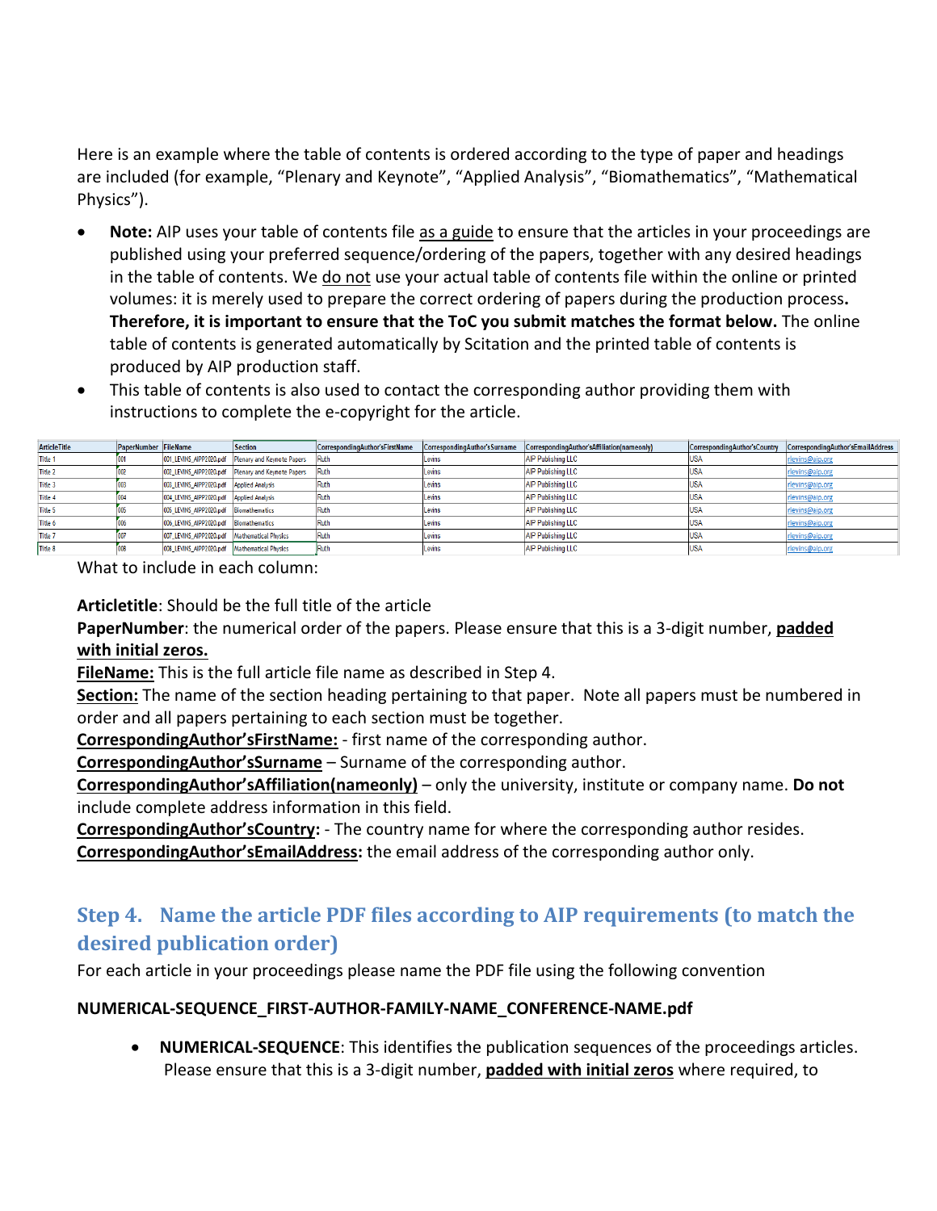Here is an example where the table of contents is ordered according to the type of paper and headings are included (for example, "Plenary and Keynote", "Applied Analysis", "Biomathematics", "Mathematical Physics").

- **Note:** AIP uses your table of contents file as a guide to ensure that the articles in your proceedings are published using your preferred sequence/ordering of the papers, together with any desired headings in the table of contents. We do not use your actual table of contents file within the online or printed volumes: it is merely used to prepare the correct ordering of papers during the production process**. Therefore, it is important to ensure that the ToC you submit matches the format below.** The online table of contents is generated automatically by Scitation and the printed table of contents is produced by AIP production staff.
- This table of contents is also used to contact the corresponding author providing them with instructions to complete the e-copyright for the article.

| ArticleTitle | PaperNumber | FileName | Section | CorrespondingAuthor'sFirstName | CorrespondingAuthor'sSurname | CorrespondingAuthor'sAffiliation(nameonly) | CorrespondingAuthor'sCountry | CorrespondingAuthor'sEmailAddress |
|---|---|---|---|---|---|---|---|---|
| Title 1 | 001 | 001_LEVINS_AIPP2020.pdf | Plenary and Keynote Papers | Ruth | Levins | AIP Publishing LLC | USA | rlevins@aip.org |
| Title 2 | 002 | 002_LEVINS_AIPP2020.pdf | Plenary and Keynote Papers | Ruth | Levins | AIP Publishing LLC | USA | rlevins@aip.org |
| Title 3 | 003 | 003_LEVINS_AIPP2020.pdf | Applied Analysis | Ruth | Levins | AIP Publishing LLC | USA | rlevins@aip.org |
| Title 4 | 004 | 004_LEVINS_AIPP2020.pdf | Applied Analysis | Ruth | Levins | AIP Publishing LLC | USA | rlevins@aip.org |
| Title 5 | 005 | 005_LEVINS_AIPP2020.pdf | Biomathematics | Ruth | Levins | AIP Publishing LLC | USA | rlevins@aip.org |
| Title 6 | 006 | 006_LEVINS_AIPP2020.pdf | Biomathematics | Ruth | Levins | AIP Publishing LLC | USA | rlevins@aip.org |
| Title 7 | 007 | 007_LEVINS_AIPP2020.pdf | Mathematical Physics | Ruth | Levins | AIP Publishing LLC | USA | rlevins@aip.org |
| Title 8 | 008 | 008_LEVINS_AIPP2020.pdf | Mathematical Physics | Ruth | Levins | AIP Publishing LLC | USA | rlevins@aip.org |

What to include in each column:

**Articletitle**: Should be the full title of the article
**PaperNumber**: the numerical order of the papers. Please ensure that this is a 3-digit number, **padded with initial zeros.**
**FileName:** This is the full article file name as described in Step 4.
**Section:** The name of the section heading pertaining to that paper. Note all papers must be numbered in order and all papers pertaining to each section must be together.
**CorrespondingAuthor'sFirstName:** - first name of the corresponding author.
**CorrespondingAuthor'sSurname** – Surname of the corresponding author.
**CorrespondingAuthor'sAffiliation(nameonly)** – only the university, institute or company name. **Do not** include complete address information in this field.
**CorrespondingAuthor'sCountry:** - The country name for where the corresponding author resides.
**CorrespondingAuthor'sEmailAddress:** the email address of the corresponding author only.

## Step 4. Name the article PDF files according to AIP requirements (to match the desired publication order)

For each article in your proceedings please name the PDF file using the following convention

**NUMERICAL-SEQUENCE_FIRST-AUTHOR-FAMILY-NAME_CONFERENCE-NAME.pdf**

- **NUMERICAL-SEQUENCE**: This identifies the publication sequences of the proceedings articles. Please ensure that this is a 3-digit number, **padded with initial zeros** where required, to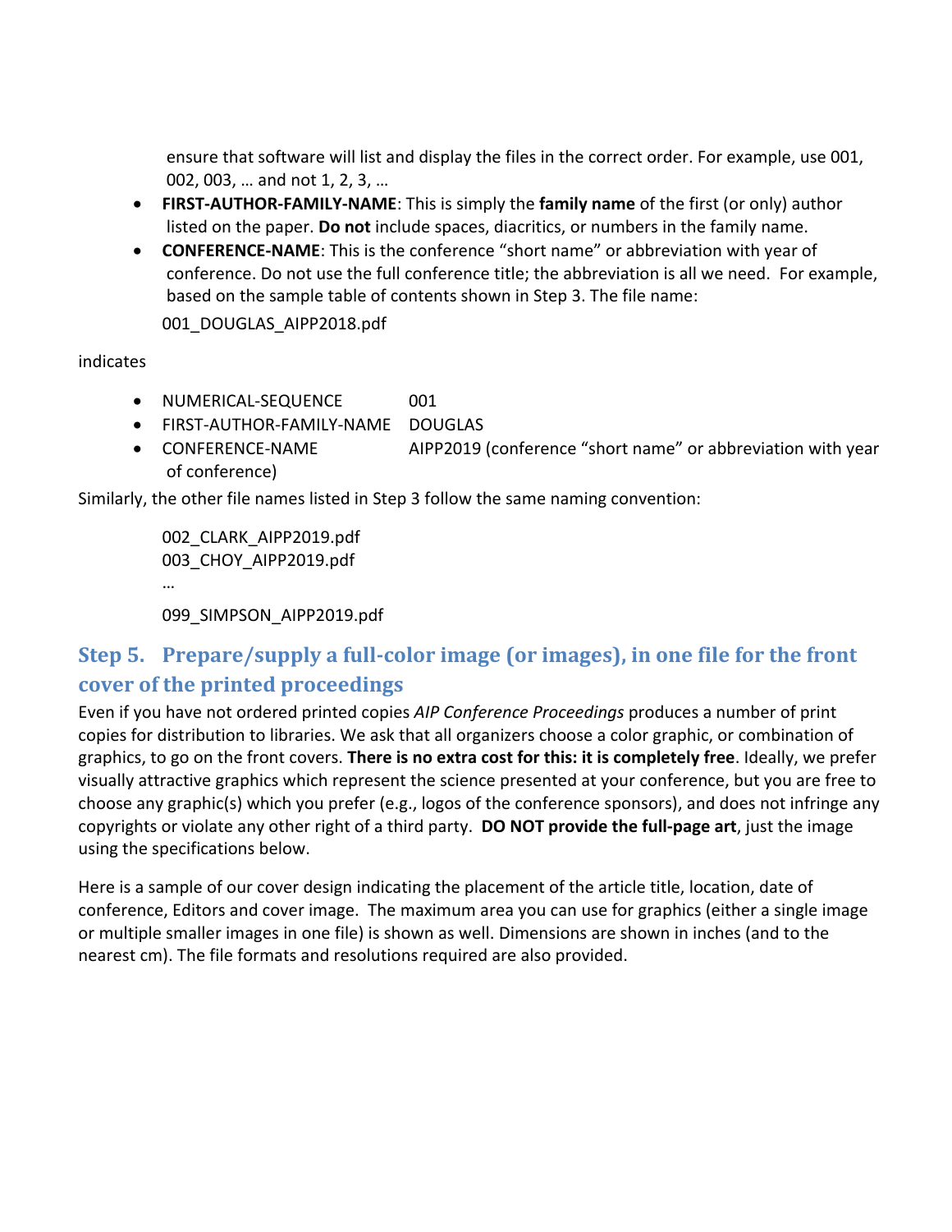ensure that software will list and display the files in the correct order. For example, use 001, 002, 003, … and not 1, 2, 3, …

- **FIRST-AUTHOR-FAMILY-NAME**: This is simply the **family name** of the first (or only) author listed on the paper. **Do not** include spaces, diacritics, or numbers in the family name.
- **CONFERENCE-NAME**: This is the conference "short name" or abbreviation with year of conference. Do not use the full conference title; the abbreviation is all we need. For example, based on the sample table of contents shown in Step 3. The file name:

  001_DOUGLAS_AIPP2018.pdf

indicates

- NUMERICAL-SEQUENCE 001
- FIRST-AUTHOR-FAMILY-NAME DOUGLAS
- CONFERENCE-NAME AIPP2019 (conference "short name" or abbreviation with year of conference)

Similarly, the other file names listed in Step 3 follow the same naming convention:

```
002_CLARK_AIPP2019.pdf
003_CHOY_AIPP2019.pdf
…
099_SIMPSON_AIPP2019.pdf
```

## Step 5. Prepare/supply a full-color image (or images), in one file for the front cover of the printed proceedings

Even if you have not ordered printed copies *AIP Conference Proceedings* produces a number of print copies for distribution to libraries. We ask that all organizers choose a color graphic, or combination of graphics, to go on the front covers. **There is no extra cost for this: it is completely free**. Ideally, we prefer visually attractive graphics which represent the science presented at your conference, but you are free to choose any graphic(s) which you prefer (e.g., logos of the conference sponsors), and does not infringe any copyrights or violate any other right of a third party. **DO NOT provide the full-page art**, just the image using the specifications below.

Here is a sample of our cover design indicating the placement of the article title, location, date of conference, Editors and cover image. The maximum area you can use for graphics (either a single image or multiple smaller images in one file) is shown as well. Dimensions are shown in inches (and to the nearest cm). The file formats and resolutions required are also provided.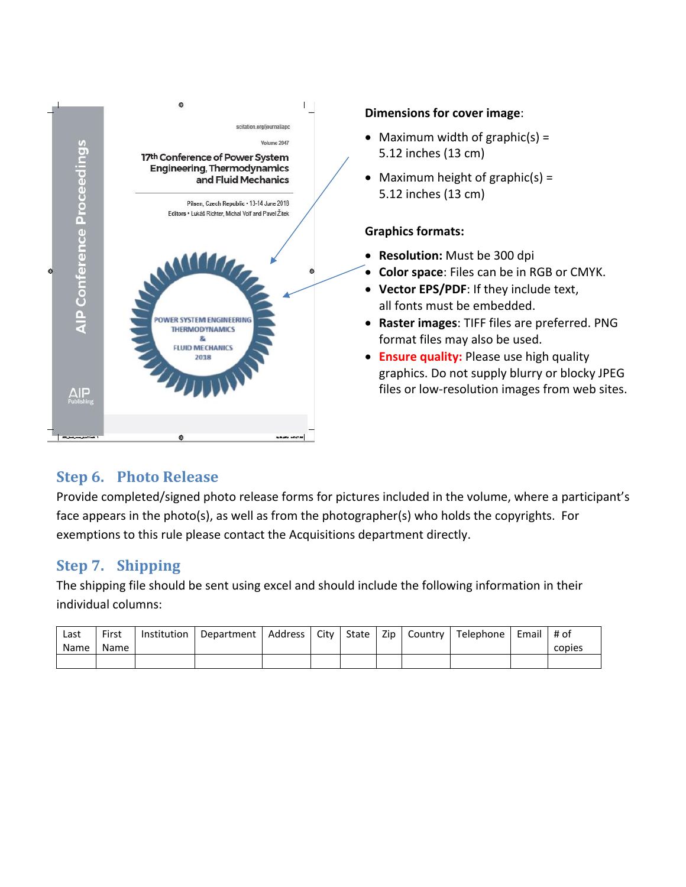**Dimensions for cover image**:

- Maximum width of graphic(s) = 5.12 inches (13 cm)
- Maximum height of graphic(s) = 5.12 inches (13 cm)

**Graphics formats:**

- **Resolution:** Must be 300 dpi
- **Color space**: Files can be in RGB or CMYK.
- **Vector EPS/PDF**: If they include text, all fonts must be embedded.
- **Raster images**: TIFF files are preferred. PNG format files may also be used.
- **Ensure quality:** Please use high quality graphics. Do not supply blurry or blocky JPEG files or low-resolution images from web sites.

## Step 6. Photo Release

Provide completed/signed photo release forms for pictures included in the volume, where a participant's face appears in the photo(s), as well as from the photographer(s) who holds the copyrights. For exemptions to this rule please contact the Acquisitions department directly.

## Step 7. Shipping

The shipping file should be sent using excel and should include the following information in their individual columns:

| Last Name | First Name | Institution | Department | Address | City | State | Zip | Country | Telephone | Email | # of copies |
|---|---|---|---|---|---|---|---|---|---|---|---|
| | | | | | | | | | | | |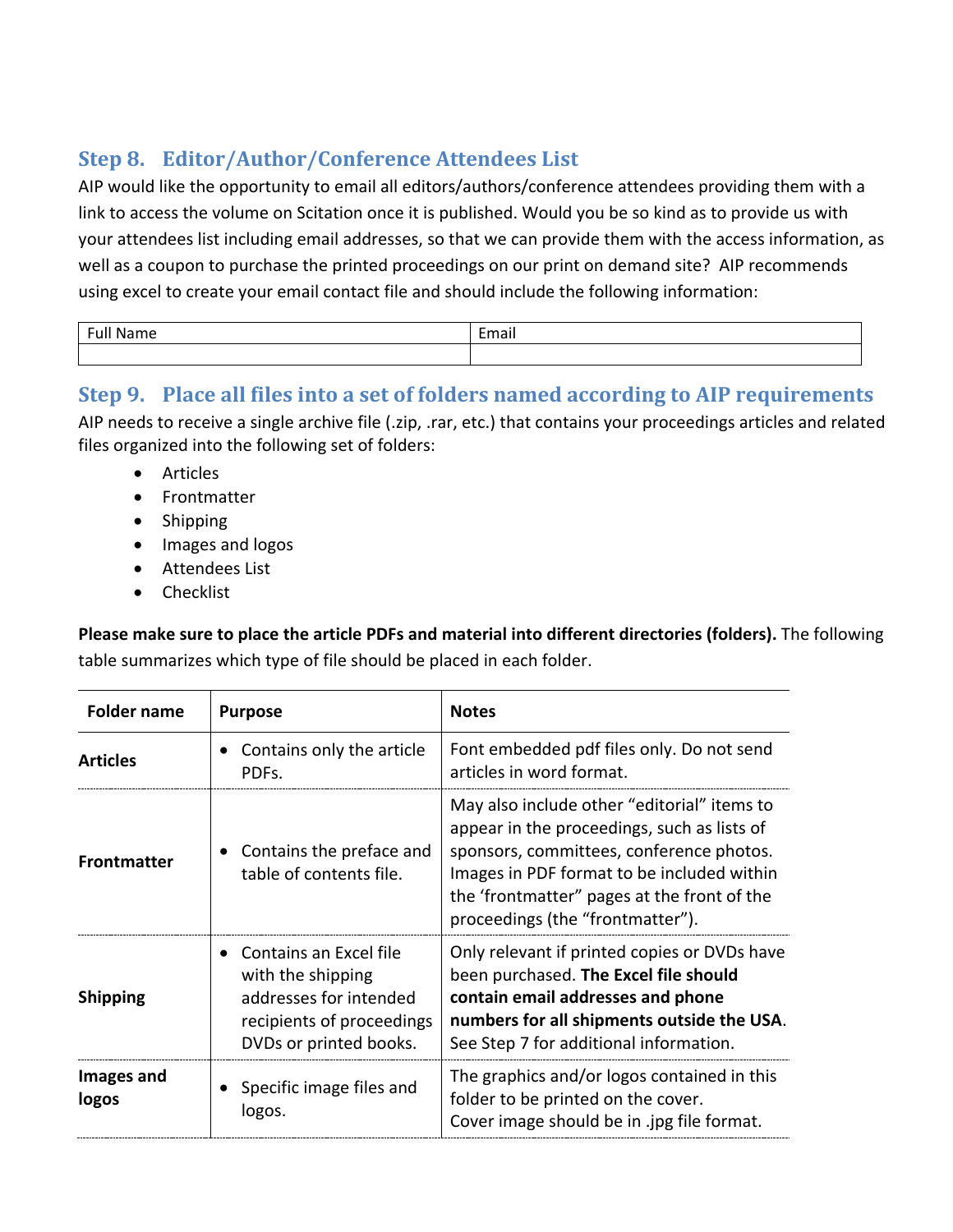## Step 8. Editor/Author/Conference Attendees List

AIP would like the opportunity to email all editors/authors/conference attendees providing them with a link to access the volume on Scitation once it is published. Would you be so kind as to provide us with your attendees list including email addresses, so that we can provide them with the access information, as well as a coupon to purchase the printed proceedings on our print on demand site? AIP recommends using excel to create your email contact file and should include the following information:

| Full Name | Email |
|---|---|
| | |

## Step 9. Place all files into a set of folders named according to AIP requirements

AIP needs to receive a single archive file (.zip, .rar, etc.) that contains your proceedings articles and related files organized into the following set of folders:

- Articles
- Frontmatter
- Shipping
- Images and logos
- Attendees List
- Checklist

**Please make sure to place the article PDFs and material into different directories (folders).** The following table summarizes which type of file should be placed in each folder.

| Folder name | Purpose | Notes |
|---|---|---|
| **Articles** | • Contains only the article PDFs. | Font embedded pdf files only. Do not send articles in word format. |
| **Frontmatter** | • Contains the preface and table of contents file. | May also include other "editorial" items to appear in the proceedings, such as lists of sponsors, committees, conference photos. Images in PDF format to be included within the 'frontmatter" pages at the front of the proceedings (the "frontmatter"). |
| **Shipping** | • Contains an Excel file with the shipping addresses for intended recipients of proceedings DVDs or printed books. | Only relevant if printed copies or DVDs have been purchased. **The Excel file should contain email addresses and phone numbers for all shipments outside the USA**. See Step 7 for additional information. |
| **Images and logos** | • Specific image files and logos. | The graphics and/or logos contained in this folder to be printed on the cover. Cover image should be in .jpg file format. |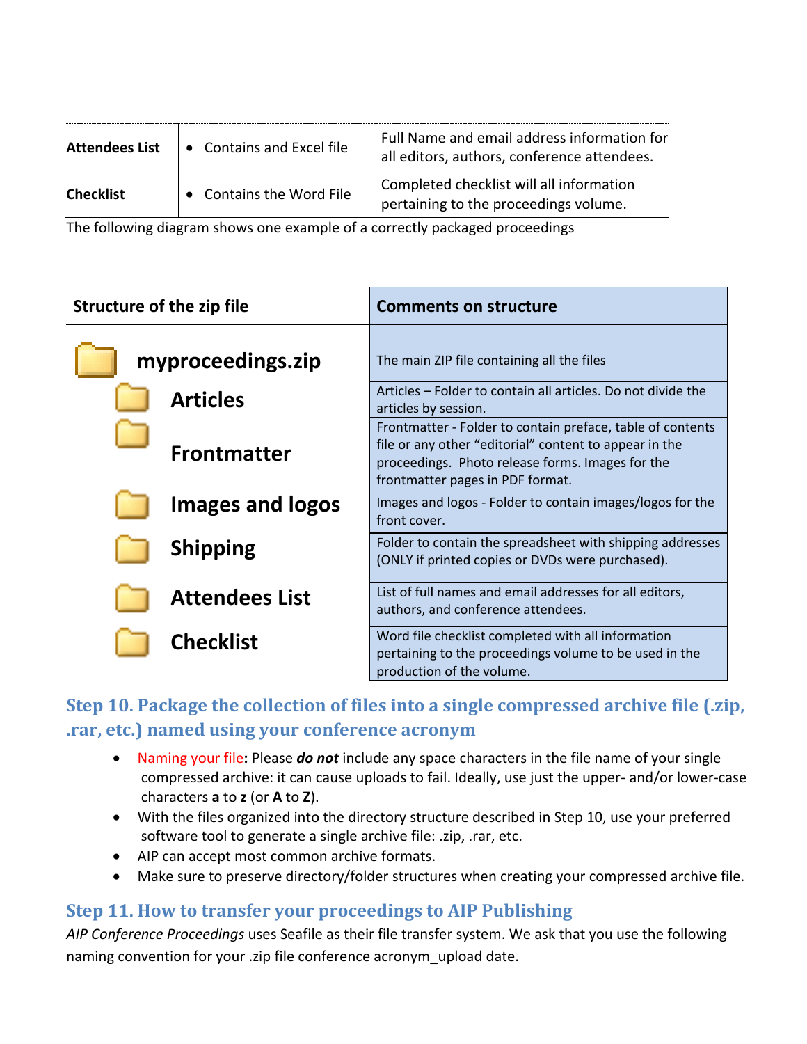| Attendees List | • Contains and Excel file | Full Name and email address information for all editors, authors, conference attendees. |
|---|---|---|
| Checklist | • Contains the Word File | Completed checklist will all information pertaining to the proceedings volume. |

The following diagram shows one example of a correctly packaged proceedings

| Structure of the zip file | Comments on structure |
|---|---|
| **myproceedings.zip** | The main ZIP file containing all the files |
| **Articles** | Articles – Folder to contain all articles. Do not divide the articles by session. |
| **Frontmatter** | Frontmatter - Folder to contain preface, table of contents file or any other "editorial" content to appear in the proceedings. Photo release forms. Images for the frontmatter pages in PDF format. |
| **Images and logos** | Images and logos - Folder to contain images/logos for the front cover. |
| **Shipping** | Folder to contain the spreadsheet with shipping addresses (ONLY if printed copies or DVDs were purchased). |
| **Attendees List** | List of full names and email addresses for all editors, authors, and conference attendees. |
| **Checklist** | Word file checklist completed with all information pertaining to the proceedings volume to be used in the production of the volume. |

## Step 10. Package the collection of files into a single compressed archive file (.zip, .rar, etc.) named using your conference acronym

- Naming your file**:** Please ***do not*** include any space characters in the file name of your single compressed archive: it can cause uploads to fail. Ideally, use just the upper- and/or lower-case characters **a** to **z** (or **A** to **Z**).
- With the files organized into the directory structure described in Step 10, use your preferred software tool to generate a single archive file: .zip, .rar, etc.
- AIP can accept most common archive formats.
- Make sure to preserve directory/folder structures when creating your compressed archive file.

## Step 11. How to transfer your proceedings to AIP Publishing

*AIP Conference Proceedings* uses Seafile as their file transfer system. We ask that you use the following naming convention for your .zip file conference acronym_upload date.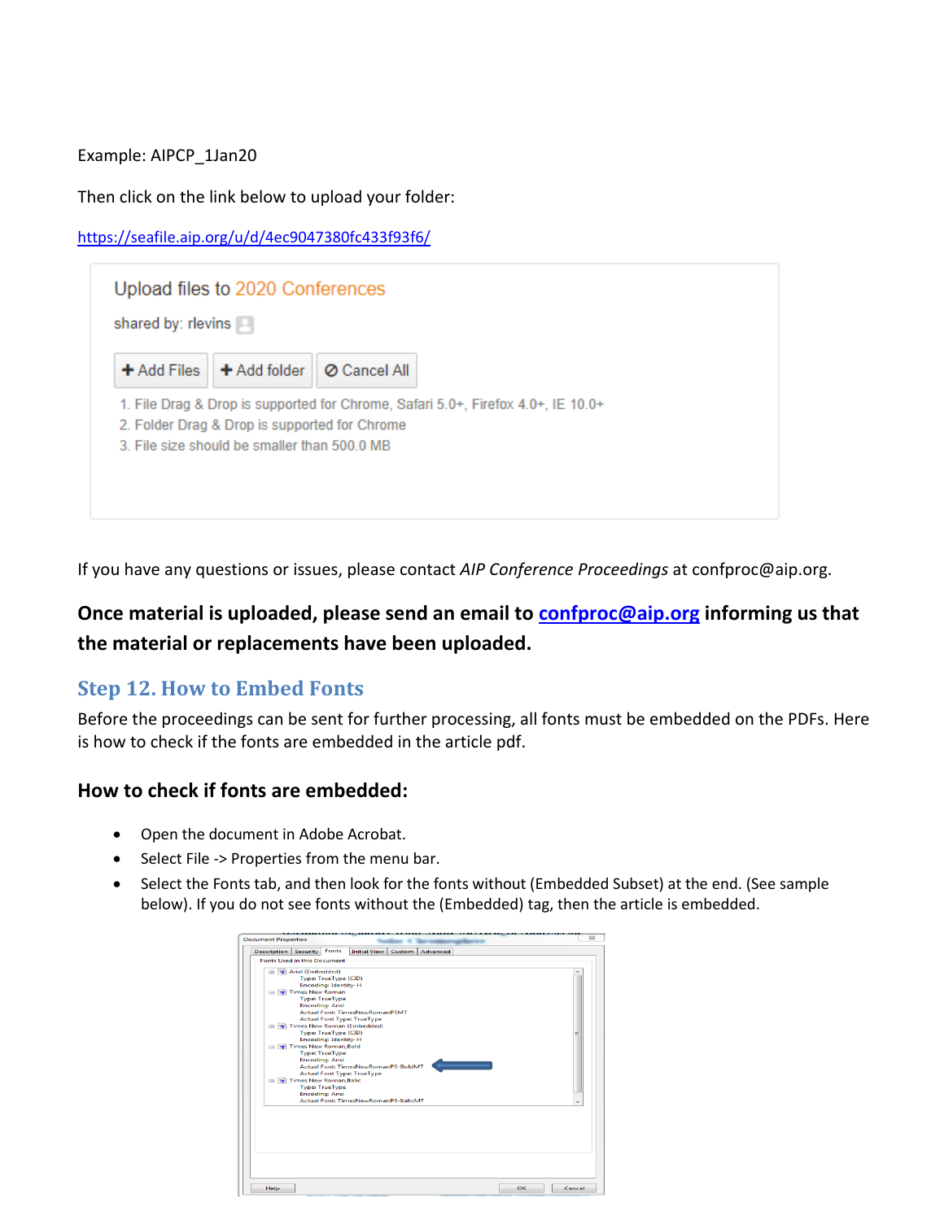Example: AIPCP_1Jan20

Then click on the link below to upload your folder:

https://seafile.aip.org/u/d/4ec9047380fc433f93f6/

If you have any questions or issues, please contact *AIP Conference Proceedings* at confproc@aip.org.

**Once material is uploaded, please send an email to confproc@aip.org informing us that the material or replacements have been uploaded.**

## Step 12. How to Embed Fonts

Before the proceedings can be sent for further processing, all fonts must be embedded on the PDFs. Here is how to check if the fonts are embedded in the article pdf.

### How to check if fonts are embedded:

- Open the document in Adobe Acrobat.
- Select File -> Properties from the menu bar.
- Select the Fonts tab, and then look for the fonts without (Embedded Subset) at the end. (See sample below). If you do not see fonts without the (Embedded) tag, then the article is embedded.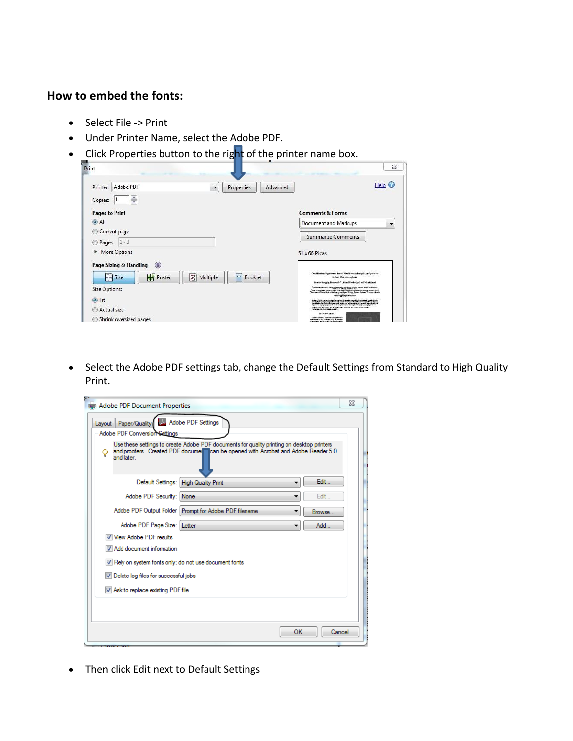## How to embed the fonts:

- Select File -> Print
- Under Printer Name, select the Adobe PDF.
- Click Properties button to the right of the printer name box.

- Select the Adobe PDF settings tab, change the Default Settings from Standard to High Quality Print.

- Then click Edit next to Default Settings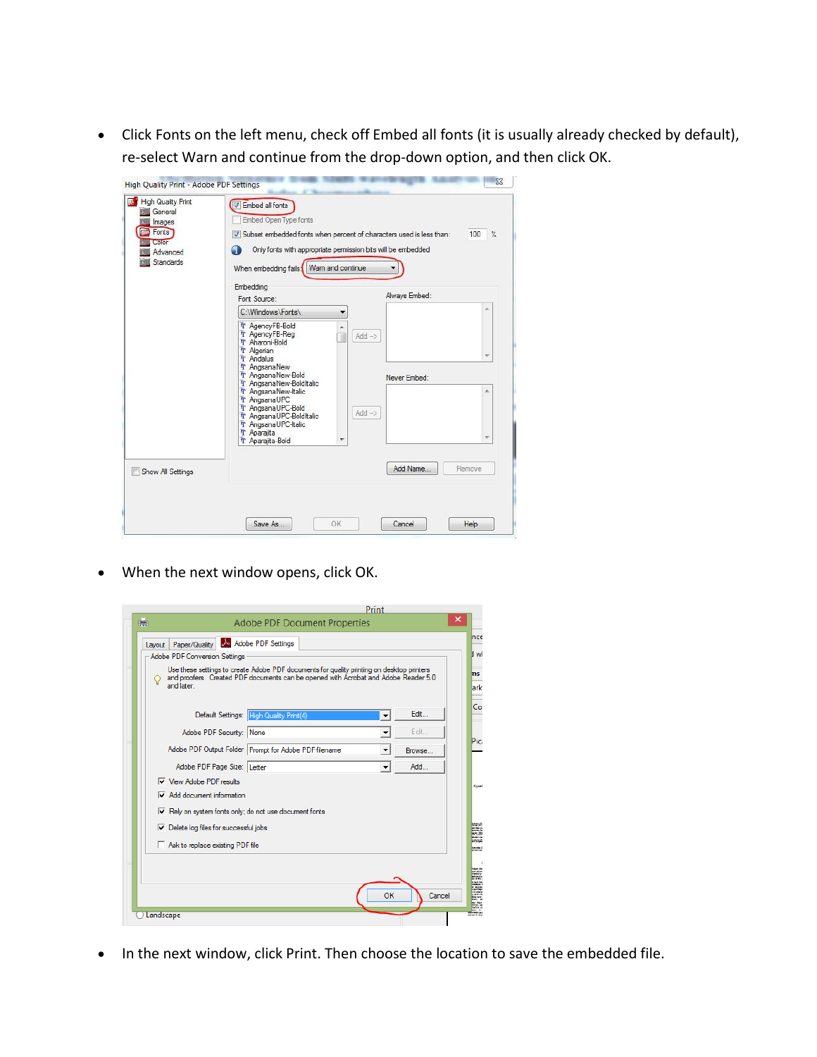- Click Fonts on the left menu, check off Embed all fonts (it is usually already checked by default), re-select Warn and continue from the drop-down option, and then click OK.

- When the next window opens, click OK.

- In the next window, click Print. Then choose the location to save the embedded file.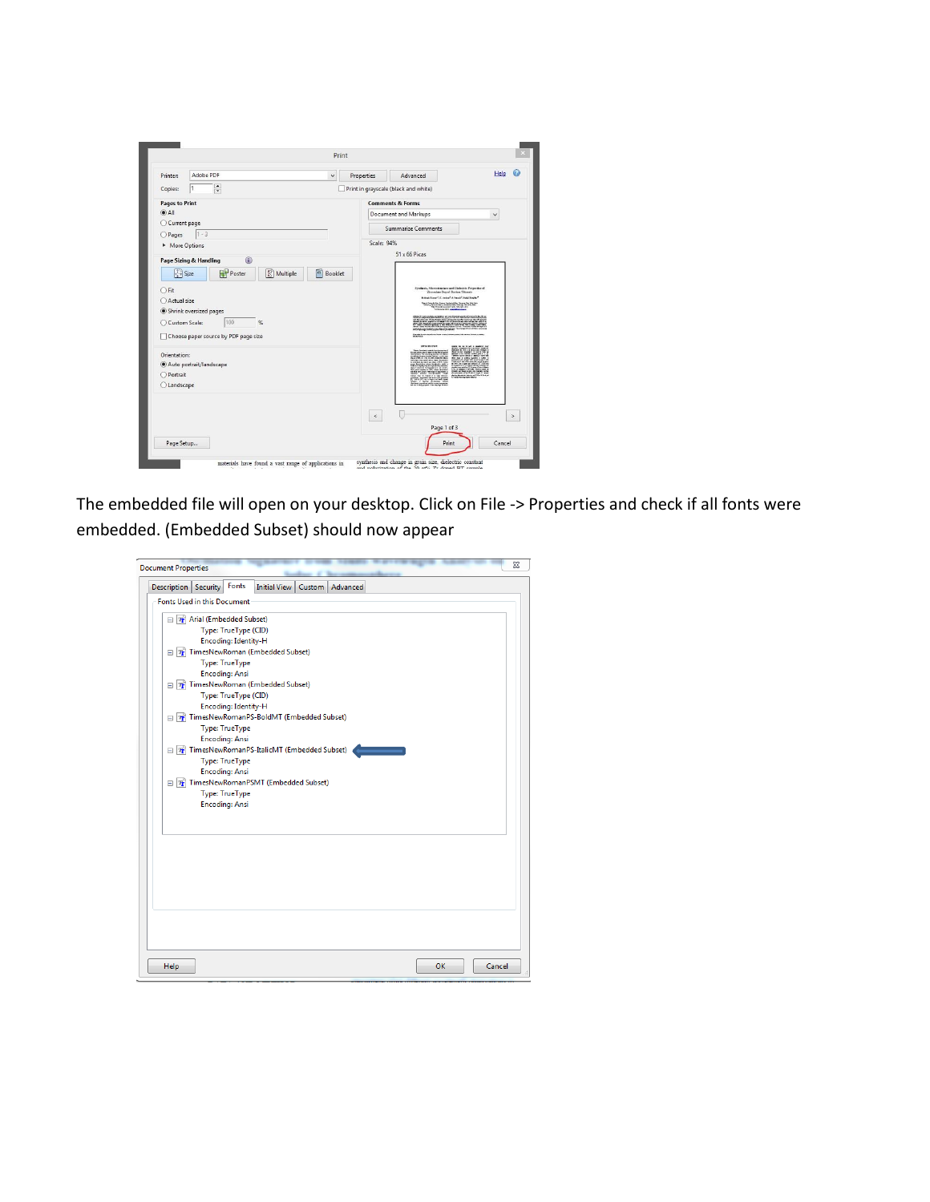The embedded file will open on your desktop. Click on File -> Properties and check if all fonts were embedded. (Embedded Subset) should now appear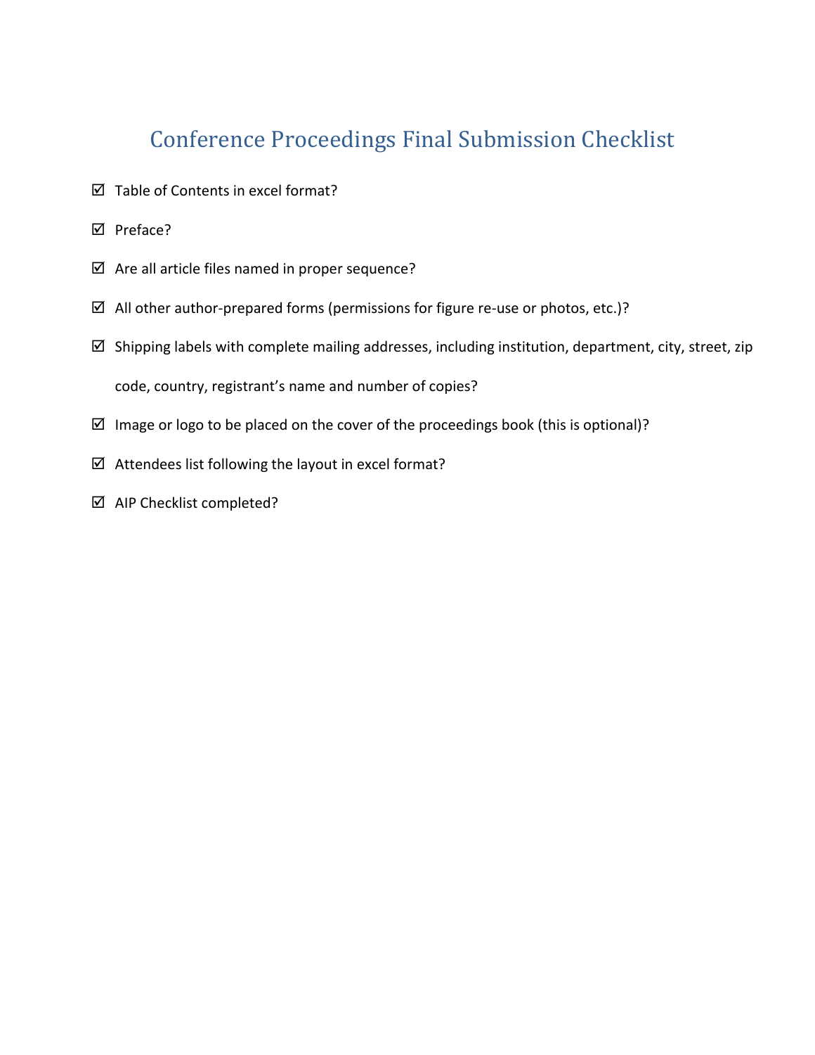# Conference Proceedings Final Submission Checklist

- ☑ Table of Contents in excel format?
- ☑ Preface?
- ☑ Are all article files named in proper sequence?
- ☑ All other author-prepared forms (permissions for figure re-use or photos, etc.)?
- ☑ Shipping labels with complete mailing addresses, including institution, department, city, street, zip code, country, registrant's name and number of copies?
- ☑ Image or logo to be placed on the cover of the proceedings book (this is optional)?
- ☑ Attendees list following the layout in excel format?
- ☑ AIP Checklist completed?